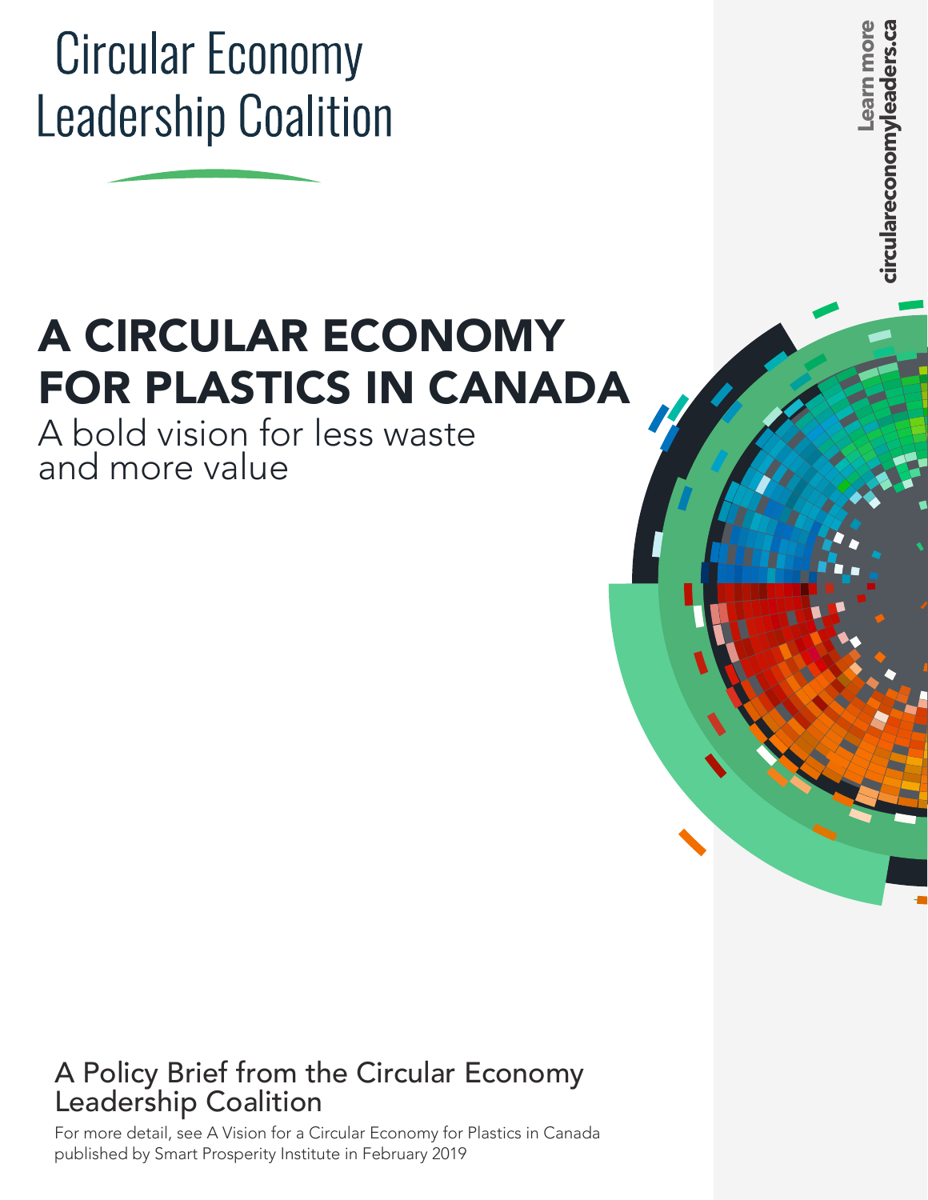Circular Economy Leadership Coalition

# A CIRCULAR ECONOMY FOR PLASTICS IN CANADA

## A bold vision for less waste and more value

Learn more circulareconomyleaders.ca

### A Policy Brief from the Circular Economy Leadership Coalition

For more detail, see A Vision for a Circular Economy for Plastics in Canada published by Smart Prosperity Institute in February 2019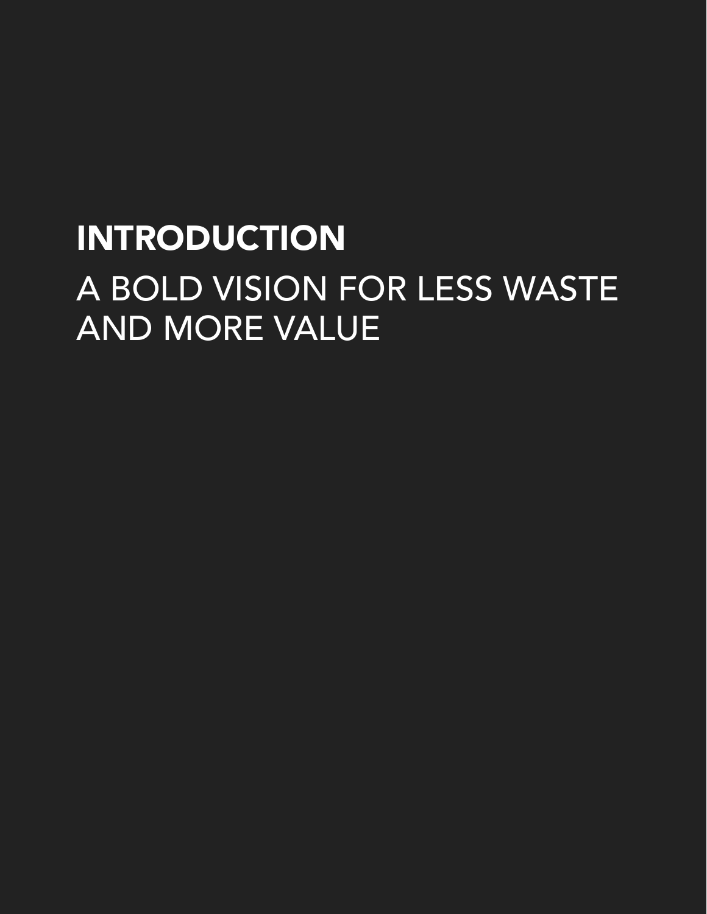# INTRODUCTION

## A BOLD VISION FOR LESS WASTE AND MORE VALUE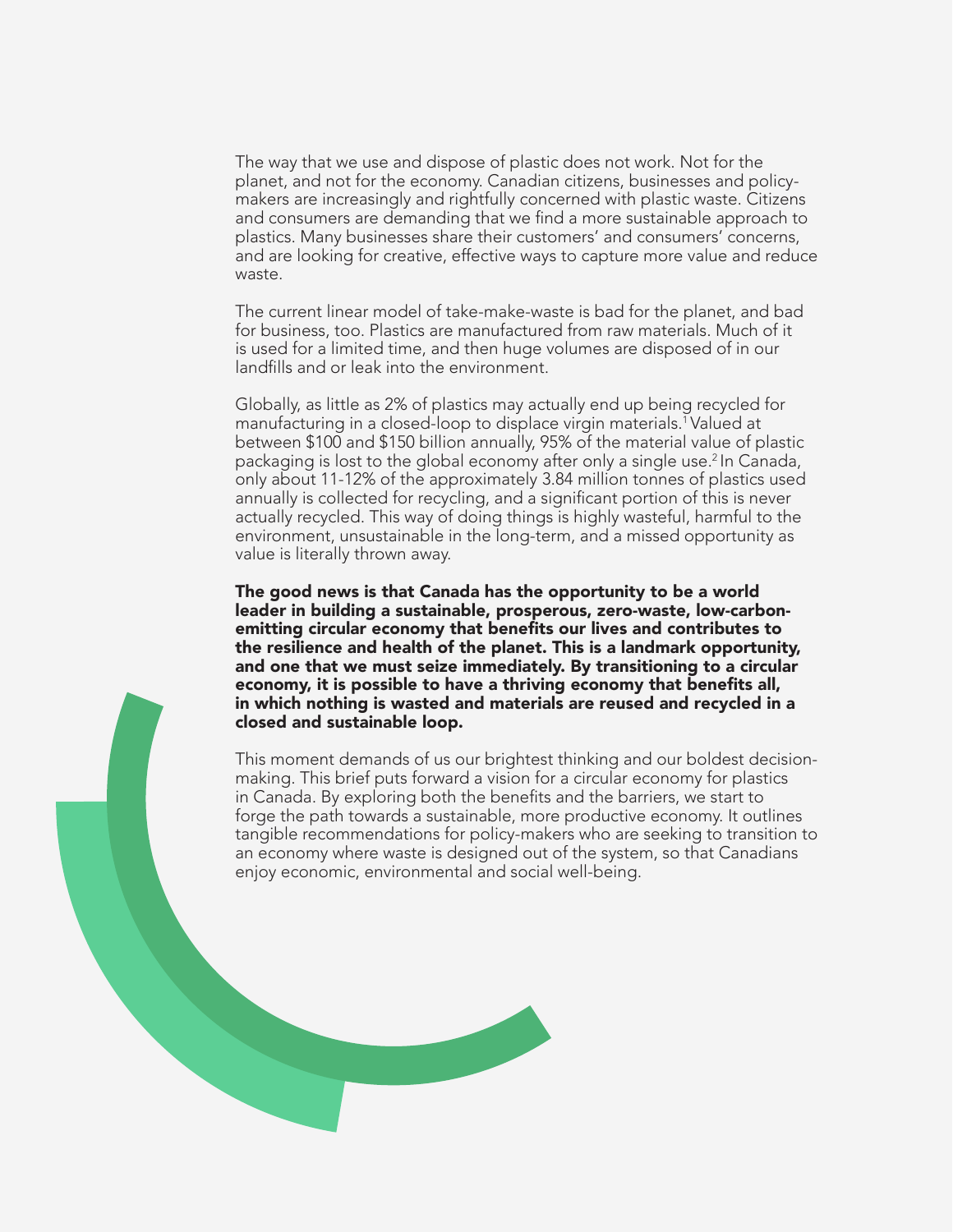The way that we use and dispose of plastic does not work. Not for the planet, and not for the economy. Canadian citizens, businesses and policy-makers are increasingly and rightfully concerned with plastic waste. Citizens and consumers are demanding that we find a more sustainable approach to plastics. Many businesses share their customers' and consumers' concerns, and are looking for creative, effective ways to capture more value and reduce waste.

The current linear model of take-make-waste is bad for the planet, and bad for business, too. Plastics are manufactured from raw materials. Much of it is used for a limited time, and then huge volumes are disposed of in our landfills and or leak into the environment.

Globally, as little as 2% of plastics may actually end up being recycled for manufacturing in a closed-loop to displace virgin materials.[1] Valued at between $100 and $150 billion annually, 95% of the material value of plastic packaging is lost to the global economy after only a single use.[2] In Canada, only about 11-12% of the approximately 3.84 million tonnes of plastics used annually is collected for recycling, and a significant portion of this is never actually recycled. This way of doing things is highly wasteful, harmful to the environment, unsustainable in the long-term, and a missed opportunity as value is literally thrown away.

**The good news is that Canada has the opportunity to be a world leader in building a sustainable, prosperous, zero-waste, low-carbon-emitting circular economy that benefits our lives and contributes to the resilience and health of the planet. This is a landmark opportunity, and one that we must seize immediately. By transitioning to a circular economy, it is possible to have a thriving economy that benefits all, in which nothing is wasted and materials are reused and recycled in a closed and sustainable loop.**

This moment demands of us our brightest thinking and our boldest decision-making. This brief puts forward a vision for a circular economy for plastics in Canada. By exploring both the benefits and the barriers, we start to forge the path towards a sustainable, more productive economy. It outlines tangible recommendations for policy-makers who are seeking to transition to an economy where waste is designed out of the system, so that Canadians enjoy economic, environmental and social well-being.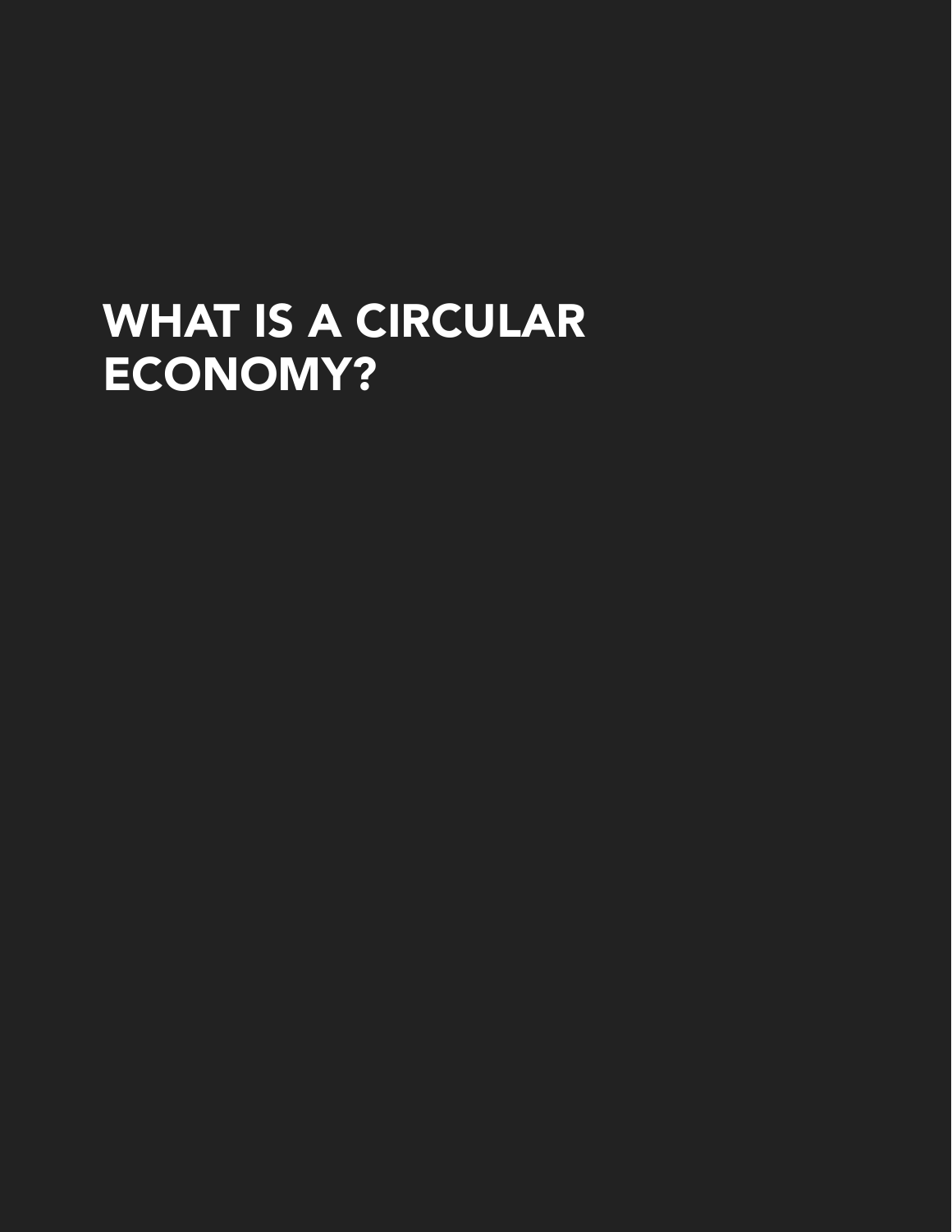# WHAT IS A CIRCULAR ECONOMY?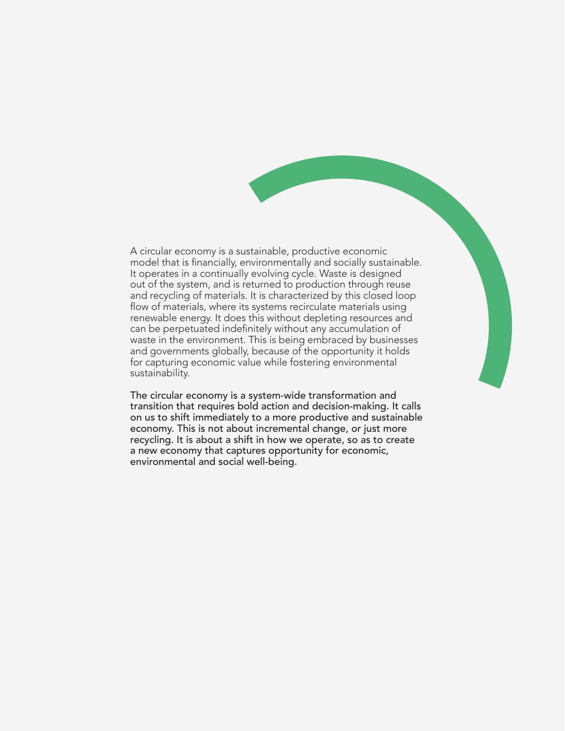A circular economy is a sustainable, productive economic model that is financially, environmentally and socially sustainable. It operates in a continually evolving cycle. Waste is designed out of the system, and is returned to production through reuse and recycling of materials. It is characterized by this closed loop flow of materials, where its systems recirculate materials using renewable energy. It does this without depleting resources and can be perpetuated indefinitely without any accumulation of waste in the environment. This is being embraced by businesses and governments globally, because of the opportunity it holds for capturing economic value while fostering environmental sustainability.

The circular economy is a system-wide transformation and transition that requires bold action and decision-making. It calls on us to shift immediately to a more productive and sustainable economy. This is not about incremental change, or just more recycling. It is about a shift in how we operate, so as to create a new economy that captures opportunity for economic, environmental and social well-being.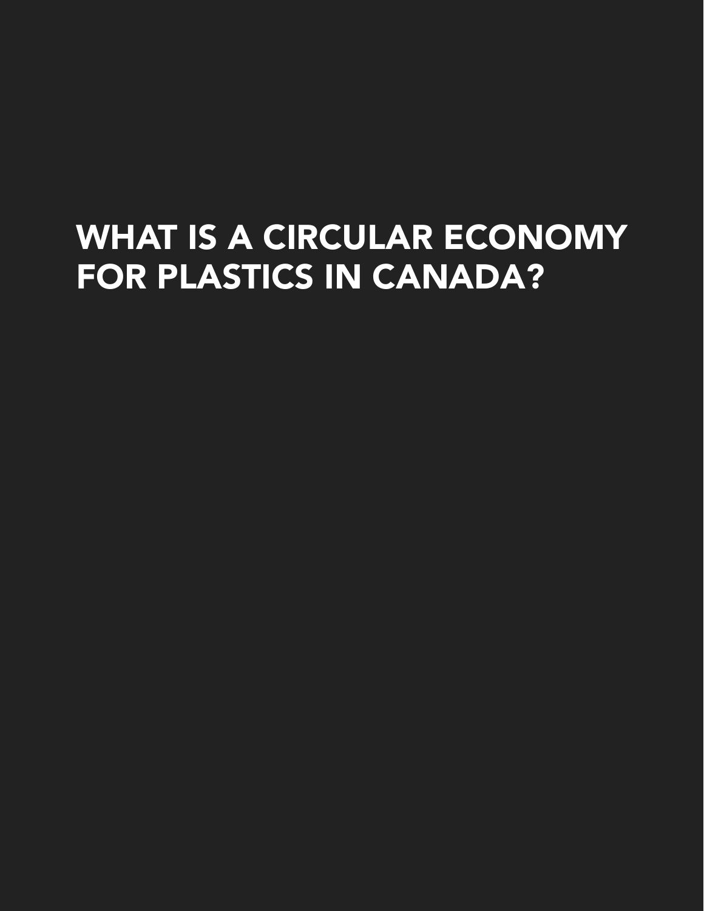# WHAT IS A CIRCULAR ECONOMY FOR PLASTICS IN CANADA?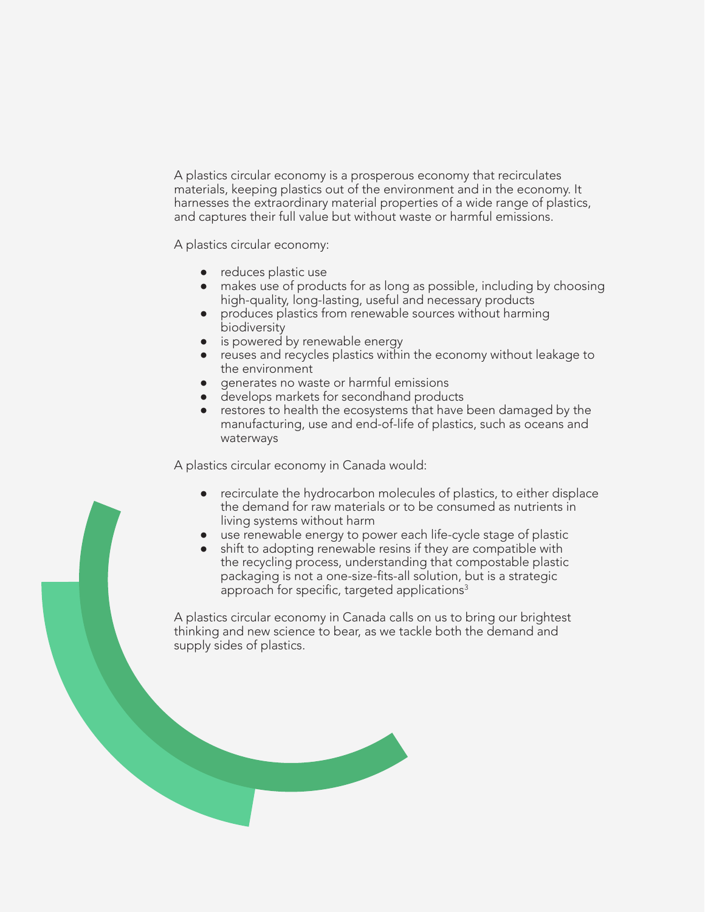A plastics circular economy is a prosperous economy that recirculates materials, keeping plastics out of the environment and in the economy. It harnesses the extraordinary material properties of a wide range of plastics, and captures their full value but without waste or harmful emissions.

A plastics circular economy:

- reduces plastic use
- makes use of products for as long as possible, including by choosing high-quality, long-lasting, useful and necessary products
- produces plastics from renewable sources without harming biodiversity
- is powered by renewable energy
- reuses and recycles plastics within the economy without leakage to the environment
- generates no waste or harmful emissions
- develops markets for secondhand products
- restores to health the ecosystems that have been damaged by the manufacturing, use and end-of-life of plastics, such as oceans and waterways

A plastics circular economy in Canada would:

- recirculate the hydrocarbon molecules of plastics, to either displace the demand for raw materials or to be consumed as nutrients in living systems without harm
- use renewable energy to power each life-cycle stage of plastic
- shift to adopting renewable resins if they are compatible with the recycling process, understanding that compostable plastic packaging is not a one-size-fits-all solution, but is a strategic approach for specific, targeted applications[3]

A plastics circular economy in Canada calls on us to bring our brightest thinking and new science to bear, as we tackle both the demand and supply sides of plastics.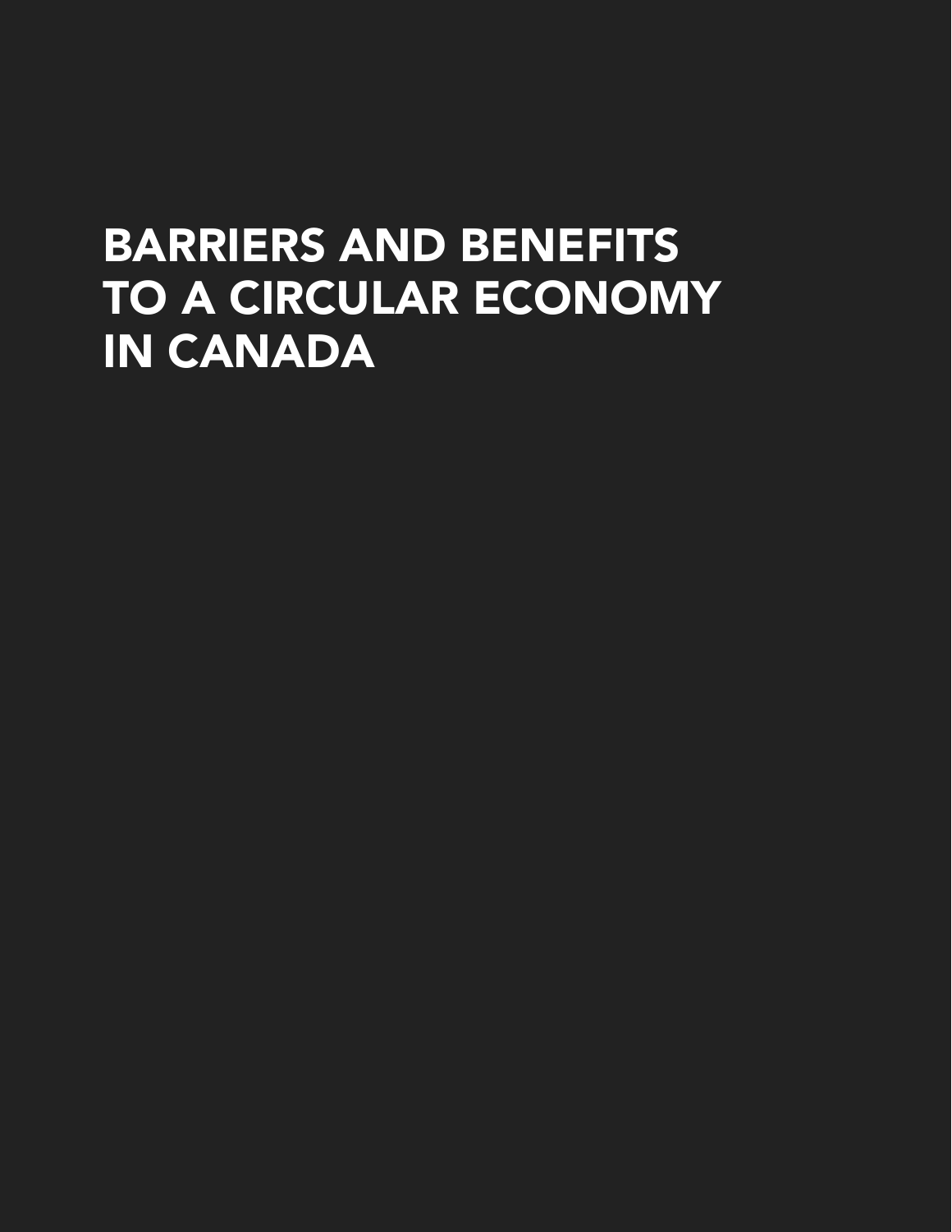# BARRIERS AND BENEFITS TO A CIRCULAR ECONOMY IN CANADA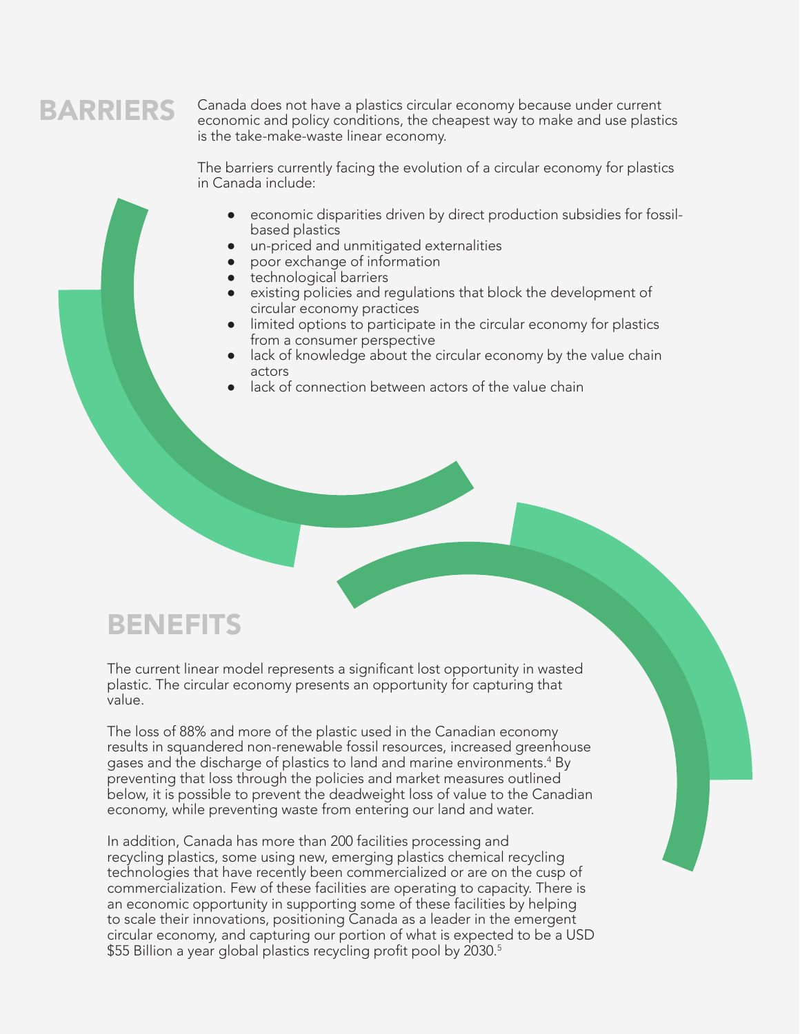## BARRIERS

Canada does not have a plastics circular economy because under current economic and policy conditions, the cheapest way to make and use plastics is the take-make-waste linear economy.

The barriers currently facing the evolution of a circular economy for plastics in Canada include:

- economic disparities driven by direct production subsidies for fossil-based plastics
- un-priced and unmitigated externalities
- poor exchange of information
- technological barriers
- existing policies and regulations that block the development of circular economy practices
- limited options to participate in the circular economy for plastics from a consumer perspective
- lack of knowledge about the circular economy by the value chain actors
- lack of connection between actors of the value chain

## BENEFITS

The current linear model represents a significant lost opportunity in wasted plastic. The circular economy presents an opportunity for capturing that value.

The loss of 88% and more of the plastic used in the Canadian economy results in squandered non-renewable fossil resources, increased greenhouse gases and the discharge of plastics to land and marine environments.[4] By preventing that loss through the policies and market measures outlined below, it is possible to prevent the deadweight loss of value to the Canadian economy, while preventing waste from entering our land and water.

In addition, Canada has more than 200 facilities processing and recycling plastics, some using new, emerging plastics chemical recycling technologies that have recently been commercialized or are on the cusp of commercialization. Few of these facilities are operating to capacity. There is an economic opportunity in supporting some of these facilities by helping to scale their innovations, positioning Canada as a leader in the emergent circular economy, and capturing our portion of what is expected to be a USD $55 Billion a year global plastics recycling profit pool by 2030.[5]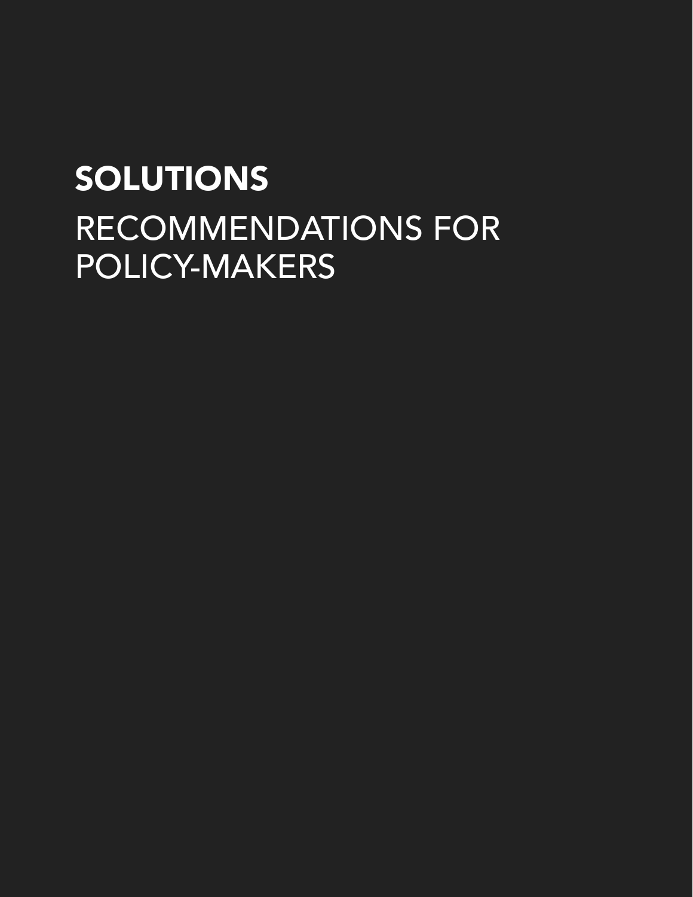# SOLUTIONS

## RECOMMENDATIONS FOR POLICY-MAKERS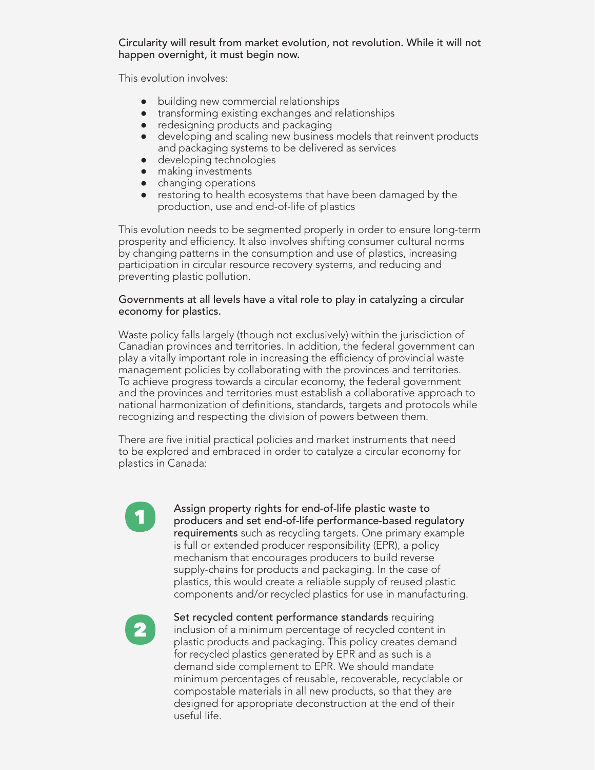Circularity will result from market evolution, not revolution. While it will not happen overnight, it must begin now.

This evolution involves:

- building new commercial relationships
- transforming existing exchanges and relationships
- redesigning products and packaging
- developing and scaling new business models that reinvent products and packaging systems to be delivered as services
- developing technologies
- making investments
- changing operations
- restoring to health ecosystems that have been damaged by the production, use and end-of-life of plastics

This evolution needs to be segmented properly in order to ensure long-term prosperity and efficiency. It also involves shifting consumer cultural norms by changing patterns in the consumption and use of plastics, increasing participation in circular resource recovery systems, and reducing and preventing plastic pollution.

Governments at all levels have a vital role to play in catalyzing a circular economy for plastics.

Waste policy falls largely (though not exclusively) within the jurisdiction of Canadian provinces and territories. In addition, the federal government can play a vitally important role in increasing the efficiency of provincial waste management policies by collaborating with the provinces and territories. To achieve progress towards a circular economy, the federal government and the provinces and territories must establish a collaborative approach to national harmonization of definitions, standards, targets and protocols while recognizing and respecting the division of powers between them.

There are five initial practical policies and market instruments that need to be explored and embraced in order to catalyze a circular economy for plastics in Canada:

1. **Assign property rights for end-of-life plastic waste to producers and set end-of-life performance-based regulatory requirements** such as recycling targets. One primary example is full or extended producer responsibility (EPR), a policy mechanism that encourages producers to build reverse supply-chains for products and packaging. In the case of plastics, this would create a reliable supply of reused plastic components and/or recycled plastics for use in manufacturing.

2. **Set recycled content performance standards** requiring inclusion of a minimum percentage of recycled content in plastic products and packaging. This policy creates demand for recycled plastics generated by EPR and as such is a demand side complement to EPR. We should mandate minimum percentages of reusable, recoverable, recyclable or compostable materials in all new products, so that they are designed for appropriate deconstruction at the end of their useful life.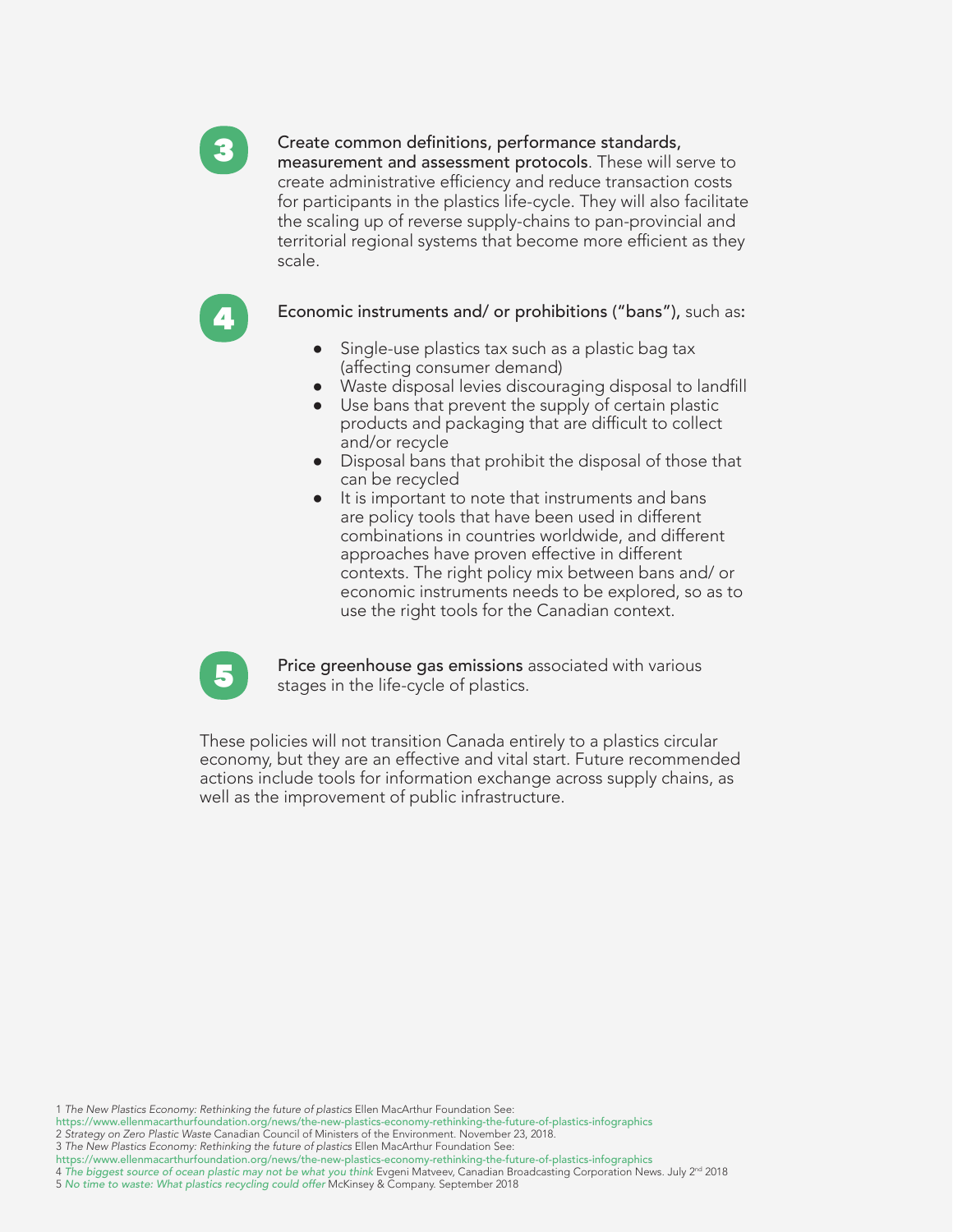3. **Create common definitions, performance standards, measurement and assessment protocols**. These will serve to create administrative efficiency and reduce transaction costs for participants in the plastics life-cycle. They will also facilitate the scaling up of reverse supply-chains to pan-provincial and territorial regional systems that become more efficient as they scale.

4. **Economic instruments and/ or prohibitions ("bans"),** such as:

   - Single-use plastics tax such as a plastic bag tax (affecting consumer demand)
   - Waste disposal levies discouraging disposal to landfill
   - Use bans that prevent the supply of certain plastic products and packaging that are difficult to collect and/or recycle
   - Disposal bans that prohibit the disposal of those that can be recycled
   - It is important to note that instruments and bans are policy tools that have been used in different combinations in countries worldwide, and different approaches have proven effective in different contexts. The right policy mix between bans and/ or economic instruments needs to be explored, so as to use the right tools for the Canadian context.

5. **Price greenhouse gas emissions** associated with various stages in the life-cycle of plastics.

These policies will not transition Canada entirely to a plastics circular economy, but they are an effective and vital start. Future recommended actions include tools for information exchange across supply chains, as well as the improvement of public infrastructure.

---

1 *The New Plastics Economy: Rethinking the future of plastics* Ellen MacArthur Foundation See: https://www.ellenmacarthurfoundation.org/news/the-new-plastics-economy-rethinking-the-future-of-plastics-infographics
2 *Strategy on Zero Plastic Waste* Canadian Council of Ministers of the Environment. November 23, 2018.
3 *The New Plastics Economy: Rethinking the future of plastics* Ellen MacArthur Foundation See: https://www.ellenmacarthurfoundation.org/news/the-new-plastics-economy-rethinking-the-future-of-plastics-infographics
4 *The biggest source of ocean plastic may not be what you think* Evgeni Matveev, Canadian Broadcasting Corporation News. July 2nd 2018
5 *No time to waste: What plastics recycling could offer* McKinsey & Company. September 2018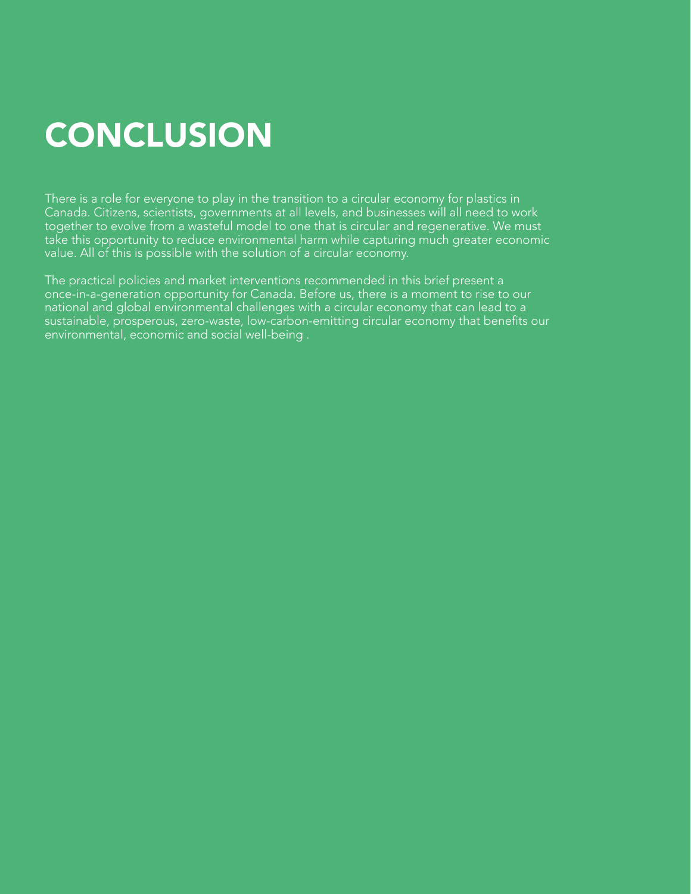# CONCLUSION

There is a role for everyone to play in the transition to a circular economy for plastics in Canada. Citizens, scientists, governments at all levels, and businesses will all need to work together to evolve from a wasteful model to one that is circular and regenerative. We must take this opportunity to reduce environmental harm while capturing much greater economic value. All of this is possible with the solution of a circular economy.

The practical policies and market interventions recommended in this brief present a once-in-a-generation opportunity for Canada. Before us, there is a moment to rise to our national and global environmental challenges with a circular economy that can lead to a sustainable, prosperous, zero-waste, low-carbon-emitting circular economy that benefits our environmental, economic and social well-being .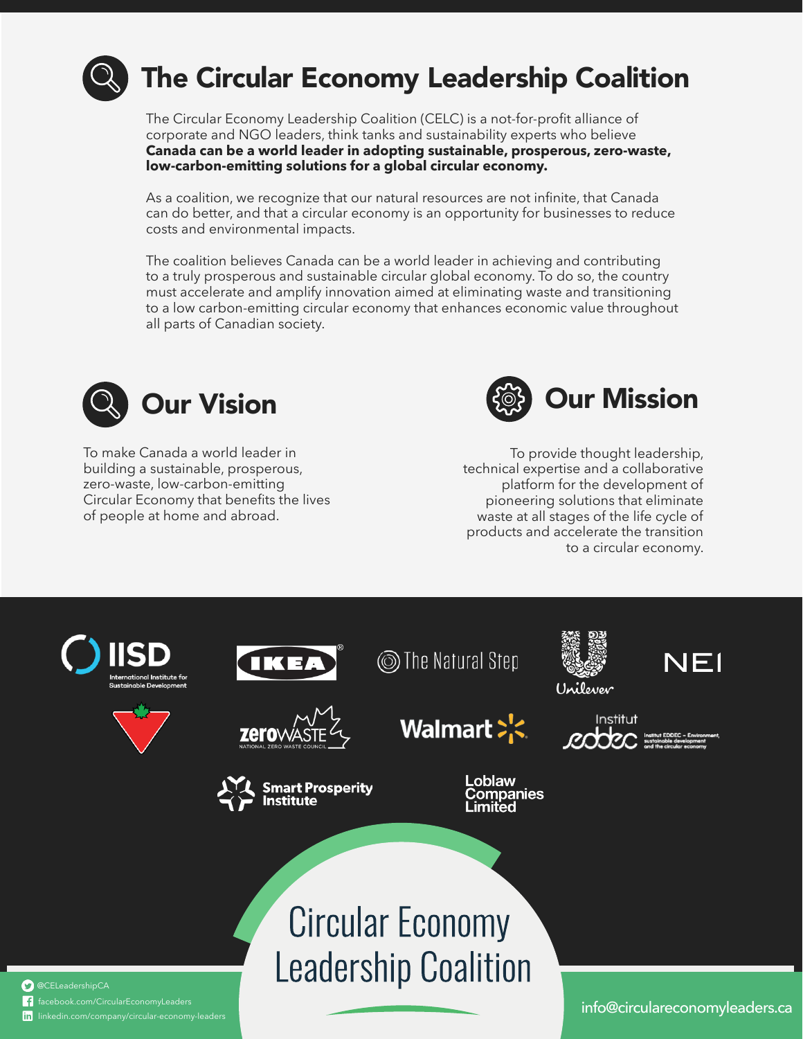# The Circular Economy Leadership Coalition

The Circular Economy Leadership Coalition (CELC) is a not-for-profit alliance of corporate and NGO leaders, think tanks and sustainability experts who believe **Canada can be a world leader in adopting sustainable, prosperous, zero-waste, low-carbon-emitting solutions for a global circular economy.**

As a coalition, we recognize that our natural resources are not infinite, that Canada can do better, and that a circular economy is an opportunity for businesses to reduce costs and environmental impacts.

The coalition believes Canada can be a world leader in achieving and contributing to a truly prosperous and sustainable circular global economy. To do so, the country must accelerate and amplify innovation aimed at eliminating waste and transitioning to a low carbon-emitting circular economy that enhances economic value throughout all parts of Canadian society.

## Our Vision

To make Canada a world leader in building a sustainable, prosperous, zero-waste, low-carbon-emitting Circular Economy that benefits the lives of people at home and abroad.

## Our Mission

To provide thought leadership, technical expertise and a collaborative platform for the development of pioneering solutions that eliminate waste at all stages of the life cycle of products and accelerate the transition to a circular economy.

IISD International Institute for Sustainable Development

IKEA

The Natural Step

Unilever

NEI

zeroWASTE NATIONAL ZERO WASTE COUNCIL

Walmart

Institut EDDEC – Environment, sustainable development and the circular economy

Smart Prosperity Institute

Loblaw Companies Limited

Circular Economy Leadership Coalition

@CELeadershipCA

facebook.com/CircularEconomyLeaders

linkedin.com/company/circular-economy-leaders

info@circulareconomyleaders.ca